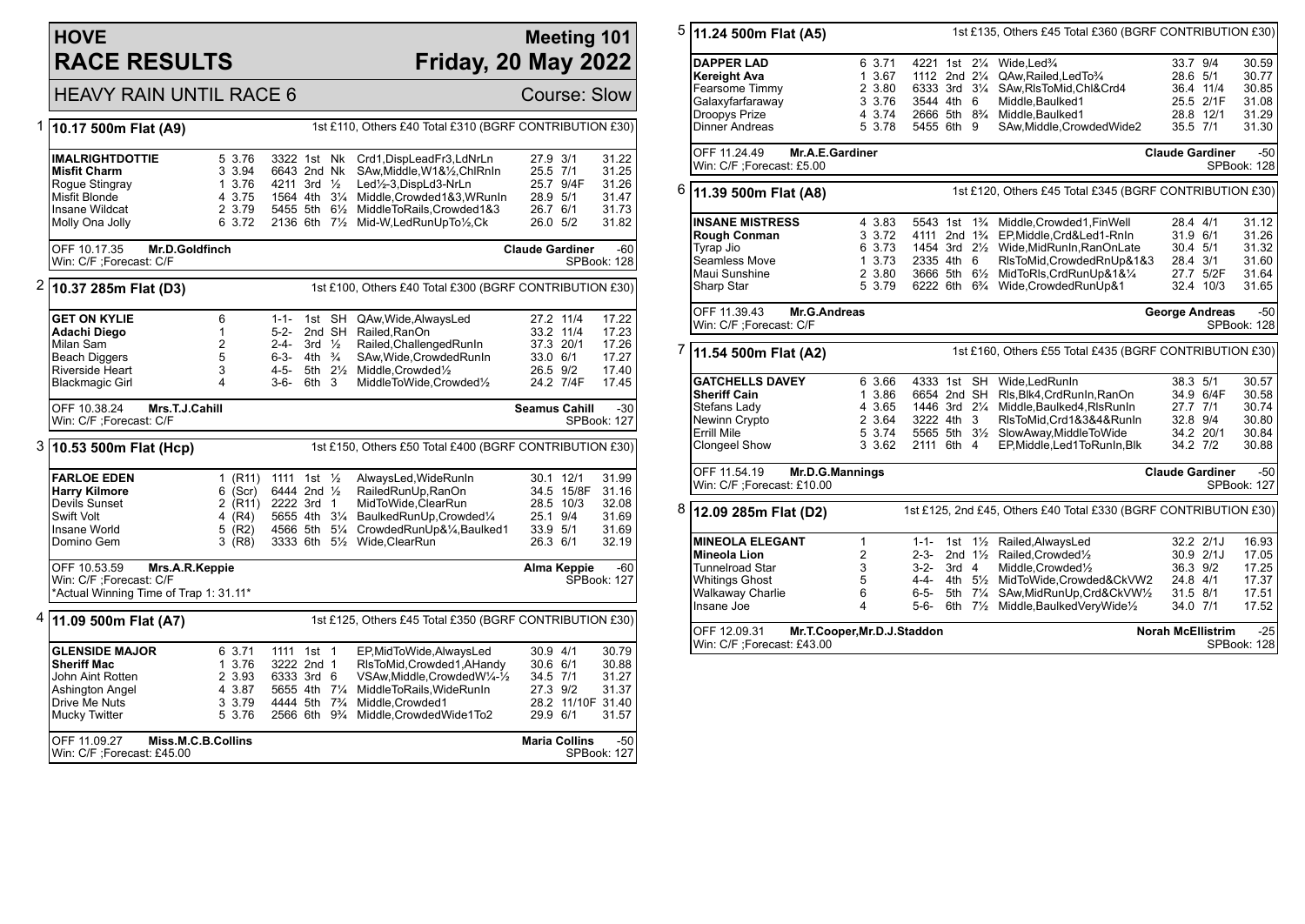# HOVE RACE RESULTS

## Meeting 101 — Friday, 20 May 2022

HEAVY RAIN UNTIL RACE 6 — Course: Slow

### 1 — 10.17 500m Flat (A9)

1st £110, Others £40 Total £310 (BGRF CONTRIBUTION £30)

| Greyhound | Trap | Sect | Bends | Pos | Dist | Remarks | Wt | SP | Time |
|---|---|---|---|---|---|---|---|---|---|
| **IMALRIGHTDOTTIE** | 5 | 3.76 | 3322 | 1st | Nk | Crd1,DispLeadFr3,LdNrLn | 27.9 | 3/1 | 31.22 |
| **Misfit Charm** | 3 | 3.94 | 6643 | 2nd | Nk | SAw,Middle,W1&½,ChlRnIn | 25.5 | 7/1 | 31.25 |
| Rogue Stingray | 1 | 3.76 | 4211 | 3rd | ½ | Led½-3,DispLd3-NrLn | 25.7 | 9/4F | 31.26 |
| Misfit Blonde | 4 | 3.75 | 1564 | 4th | 3¼ | Middle,Crowded1&3,WRunIn | 28.9 | 5/1 | 31.47 |
| Insane Wildcat | 2 | 3.79 | 5455 | 5th | 6½ | MiddleToRails,Crowded1&3 | 26.7 | 6/1 | 31.73 |
| Molly Ona Jolly | 6 | 3.72 | 2136 | 6th | 7½ | Mid-W,LedRunUpTo½,Ck | 26.0 | 5/2 | 31.82 |

OFF 10.17.35 **Mr.D.Goldfinch** — **Claude Gardiner** -60
Win: C/F ;Forecast: C/F — SPBook: 128

### 2 — 10.37 285m Flat (D3)

1st £100, Others £40 Total £300 (BGRF CONTRIBUTION £30)

| Greyhound | Trap | Bends | Pos | Dist | Remarks | Wt | SP | Time |
|---|---|---|---|---|---|---|---|---|
| **GET ON KYLIE** | 6 | 1-1- | 1st | SH | QAw,Wide,AlwaysLed | 27.2 | 11/4 | 17.22 |
| **Adachi Diego** | 1 | 5-2- | 2nd | SH | Railed,RanOn | 33.2 | 11/4 | 17.23 |
| Milan Sam | 2 | 2-4- | 3rd | ½ | Railed,ChallengedRunIn | 37.3 | 20/1 | 17.26 |
| Beach Diggers | 5 | 6-3- | 4th | ¾ | SAw,Wide,CrowdedRunIn | 33.0 | 6/1 | 17.27 |
| Riverside Heart | 3 | 4-5- | 5th | 2½ | Middle,Crowded½ | 26.5 | 9/2 | 17.40 |
| Blackmagic Girl | 4 | 3-6- | 6th | 3 | MiddleToWide,Crowded½ | 24.2 | 7/4F | 17.45 |

OFF 10.38.24 **Mrs.T.J.Cahill** — **Seamus Cahill** -30
Win: C/F ;Forecast: C/F — SPBook: 127

### 3 — 10.53 500m Flat (Hcp)

1st £150, Others £50 Total £400 (BGRF CONTRIBUTION £30)

| Greyhound | Trap | Bends | Pos | Dist | Remarks | Wt | SP | Time |
|---|---|---|---|---|---|---|---|---|
| **FARLOE EDEN** | 1 (R11) | 1111 | 1st | ½ | AlwaysLed,WideRunIn | 30.1 | 12/1 | 31.99 |
| **Harry Kilmore** | 6 (Scr) | 6444 | 2nd | ½ | RailedRunUp,RanOn | 34.5 | 15/8F | 31.16 |
| Devils Sunset | 2 (R11) | 2222 | 3rd | 1 | MidToWide,ClearRun | 28.5 | 10/3 | 32.08 |
| Swift Volt | 4 (R4) | 5655 | 4th | 3¼ | BaulkedRunUp,Crowded¼ | 25.1 | 9/4 | 31.69 |
| Insane World | 5 (R2) | 4566 | 5th | 5¼ | CrowdedRunUp&¼,Baulked1 | 33.9 | 5/1 | 31.69 |
| Domino Gem | 3 (R8) | 3333 | 6th | 5½ | Wide,ClearRun | 26.3 | 6/1 | 32.19 |

OFF 10.53.59 **Mrs.A.R.Keppie** — **Alma Keppie** -60
Win: C/F ;Forecast: C/F — SPBook: 127
*Actual Winning Time of Trap 1: 31.11*

### 4 — 11.09 500m Flat (A7)

1st £125, Others £45 Total £350 (BGRF CONTRIBUTION £30)

| Greyhound | Trap | Sect | Bends | Pos | Dist | Remarks | Wt | SP | Time |
|---|---|---|---|---|---|---|---|---|---|
| **GLENSIDE MAJOR** | 6 | 3.71 | 1111 | 1st | 1 | EP,MidToWide,AlwaysLed | 30.9 | 4/1 | 30.79 |
| **Sheriff Mac** | 1 | 3.76 | 3222 | 2nd | 1 | RlsToMid,Crowded1,AHandy | 30.6 | 6/1 | 30.88 |
| John Aint Rotten | 2 | 3.93 | 6333 | 3rd | 6 | VSAw,Middle,CrowdedW¼-½ | 34.5 | 7/1 | 31.27 |
| Ashington Angel | 4 | 3.87 | 5655 | 4th | 7¼ | MiddleToRails,WideRunIn | 27.3 | 9/2 | 31.37 |
| Drive Me Nuts | 3 | 3.79 | 4444 | 5th | 7¾ | Middle,Crowded1 | 28.2 | 11/10F | 31.40 |
| Mucky Twitter | 5 | 3.76 | 2566 | 6th | 9¾ | Middle,CrowdedWide1To2 | 29.9 | 6/1 | 31.57 |

OFF 11.09.27 **Miss.M.C.B.Collins** — **Maria Collins** -50
Win: C/F ;Forecast: £45.00 — SPBook: 127

### 5 — 11.24 500m Flat (A5)

1st £135, Others £45 Total £360 (BGRF CONTRIBUTION £30)

| Greyhound | Trap | Sect | Bends | Pos | Dist | Remarks | Wt | SP | Time |
|---|---|---|---|---|---|---|---|---|---|
| **DAPPER LAD** | 6 | 3.71 | 4221 | 1st | 2¼ | Wide,Led¾ | 33.7 | 9/4 | 30.59 |
| **Kereight Ava** | 1 | 3.67 | 1112 | 2nd | 2¼ | QAw,Railed,LedTo¾ | 28.6 | 5/1 | 30.77 |
| Fearsome Timmy | 2 | 3.80 | 6333 | 3rd | 3¼ | SAw,RlsToMid,Chl&Crd4 | 36.4 | 11/4 | 30.85 |
| Galaxyfarfaraway | 3 | 3.76 | 3544 | 4th | 6 | Middle,Baulked1 | 25.5 | 2/1F | 31.08 |
| Droopys Prize | 4 | 3.74 | 2666 | 5th | 8¾ | Middle,Baulked1 | 28.8 | 12/1 | 31.29 |
| Dinner Andreas | 5 | 3.78 | 5455 | 6th | 9 | SAw,Middle,CrowdedWide2 | 35.5 | 7/1 | 31.30 |

OFF 11.24.49 **Mr.A.E.Gardiner** — **Claude Gardiner** -50
Win: C/F ;Forecast: £5.00 — SPBook: 128

### 6 — 11.39 500m Flat (A8)

1st £120, Others £45 Total £345 (BGRF CONTRIBUTION £30)

| Greyhound | Trap | Sect | Bends | Pos | Dist | Remarks | Wt | SP | Time |
|---|---|---|---|---|---|---|---|---|---|
| **INSANE MISTRESS** | 4 | 3.83 | 5543 | 1st | 1¾ | Middle,Crowded1,FinWell | 28.4 | 4/1 | 31.12 |
| **Rough Conman** | 3 | 3.72 | 4111 | 2nd | 1¾ | EP,Middle,Crd&Led1-RnIn | 31.9 | 6/1 | 31.26 |
| Tyrap Jio | 6 | 3.73 | 1454 | 3rd | 2½ | Wide,MidRunIn,RanOnLate | 30.4 | 5/1 | 31.32 |
| Seamless Move | 1 | 3.73 | 2335 | 4th | 6 | RlsToMid,CrowdedRnUp&1&3 | 28.4 | 3/1 | 31.60 |
| Maui Sunshine | 2 | 3.80 | 3666 | 5th | 6½ | MidToRls,CrdRunUp&1&¼ | 27.7 | 5/2F | 31.64 |
| Sharp Star | 5 | 3.79 | 6222 | 6th | 6¾ | Wide,CrowdedRunUp&1 | 32.4 | 10/3 | 31.65 |

OFF 11.39.43 **Mr.G.Andreas** — **George Andreas** -50
Win: C/F ;Forecast: C/F — SPBook: 128

### 7 — 11.54 500m Flat (A2)

1st £160, Others £55 Total £435 (BGRF CONTRIBUTION £30)

| Greyhound | Trap | Sect | Bends | Pos | Dist | Remarks | Wt | SP | Time |
|---|---|---|---|---|---|---|---|---|---|
| **GATCHELLS DAVEY** | 6 | 3.66 | 4333 | 1st | SH | Wide,LedRunIn | 38.3 | 5/1 | 30.57 |
| **Sheriff Cain** | 1 | 3.86 | 6654 | 2nd | SH | Rls,Blk4,CrdRunIn,RanOn | 34.9 | 6/4F | 30.58 |
| Stefans Lady | 4 | 3.65 | 1446 | 3rd | 2¼ | Middle,Baulked4,RlsRunIn | 27.7 | 7/1 | 30.74 |
| Newinn Crypto | 2 | 3.64 | 3222 | 4th | 3 | RlsToMid,Crd1&3&4&RunIn | 32.8 | 9/4 | 30.80 |
| Errill Mile | 5 | 3.74 | 5565 | 5th | 3½ | SlowAway,MiddleToWide | 34.2 | 20/1 | 30.84 |
| Clongeel Show | 3 | 3.62 | 2111 | 6th | 4 | EP,Middle,Led1ToRunIn,Blk | 34.2 | 7/2 | 30.88 |

OFF 11.54.19 **Mr.D.G.Mannings** — **Claude Gardiner** -50
Win: C/F ;Forecast: £10.00 — SPBook: 127

### 8 — 12.09 285m Flat (D2)

1st £125, 2nd £45, Others £40 Total £330 (BGRF CONTRIBUTION £30)

| Greyhound | Trap | Bends | Pos | Dist | Remarks | Wt | SP | Time |
|---|---|---|---|---|---|---|---|---|
| **MINEOLA ELEGANT** | 1 | 1-1- | 1st | 1½ | Railed,AlwaysLed | 32.2 | 2/1J | 16.93 |
| **Mineola Lion** | 2 | 2-3- | 2nd | 1½ | Railed,Crowded½ | 30.9 | 2/1J | 17.05 |
| Tunnelroad Star | 3 | 3-2- | 3rd | 4 | Middle,Crowded½ | 36.3 | 9/2 | 17.25 |
| Whitings Ghost | 5 | 4-4- | 4th | 5½ | MidToWide,Crowded&CkVW2 | 24.8 | 4/1 | 17.37 |
| Walkaway Charlie | 6 | 6-5- | 5th | 7¼ | SAw,MidRunUp,Crd&CkVW½ | 31.5 | 8/1 | 17.51 |
| Insane Joe | 4 | 5-6- | 6th | 7½ | Middle,BaulkedVeryWide½ | 34.0 | 7/1 | 17.52 |

OFF 12.09.31 **Mr.T.Cooper,Mr.D.J.Staddon** — **Norah McEllistrim** -25
Win: C/F ;Forecast: £43.00 — SPBook: 128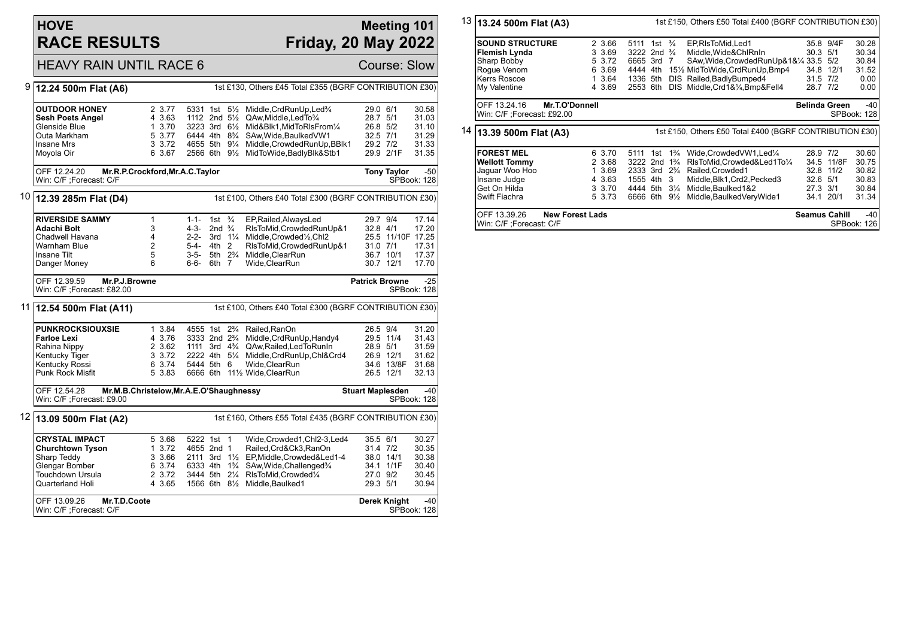# HOVE RACE RESULTS

## Meeting 101 Friday, 20 May 2022

HEAVY RAIN UNTIL RACE 6 — Course: Slow

### 9 — 12.24 500m Flat (A6)

1st £130, Others £45 Total £355 (BGRF CONTRIBUTION £30)

| | | | | | | | | | | |
|---|---|---|---|---|---|---|---|---|---|---|
| **OUTDOOR HONEY** | 2 | 3.77 | 5331 | 1st | 5½ | Middle,CrdRunUp,Led¾ | 29.0 | 6/1 | | 30.58 |
| **Sesh Poets Angel** | 4 | 3.63 | 1112 | 2nd | 5½ | QAw,Middle,LedTo¾ | 28.7 | 5/1 | | 31.03 |
| Glenside Blue | 1 | 3.70 | 3223 | 3rd | 6½ | Mid&Blk1,MidToRlsFrom¼ | 26.8 | 5/2 | | 31.10 |
| Outa Markham | 5 | 3.77 | 6444 | 4th | 8¾ | SAw,Wide,BaulkedVW1 | 32.5 | 7/1 | | 31.29 |
| Insane Mrs | 3 | 3.72 | 4655 | 5th | 9¼ | Middle,CrowdedRunUp,BBlk1 | 29.2 | 7/2 | | 31.33 |
| Moyola Oir | 6 | 3.67 | 2566 | 6th | 9½ | MidToWide,BadlyBlk&Stb1 | 29.9 | 2/1F | | 31.35 |

OFF 12.24.20 Mr.R.P.Crockford,Mr.A.C.Taylor — Tony Taylor -50
Win: C/F ;Forecast: C/F — SPBook: 128

### 10 — 12.39 285m Flat (D4)

1st £100, Others £40 Total £300 (BGRF CONTRIBUTION £30)

| | | | | | | | | | |
|---|---|---|---|---|---|---|---|---|---|
| **RIVERSIDE SAMMY** | 1 | 1-1- | 1st | ¾ | EP,Railed,AlwaysLed | 29.7 | 9/4 | | 17.14 |
| **Adachi Bolt** | 3 | 4-3- | 2nd | ¾ | RlsToMid,CrowdedRunUp&1 | 32.8 | 4/1 | | 17.20 |
| Chadwell Havana | 4 | 2-2- | 3rd | 1¼ | Middle,Crowded½,Chl2 | 25.5 | 11/10F | | 17.25 |
| Warnham Blue | 2 | 5-4- | 4th | 2 | RlsToMid,CrowdedRunUp&1 | 31.0 | 7/1 | | 17.31 |
| Insane Tilt | 5 | 3-5- | 5th | 2¾ | Middle,ClearRun | 36.7 | 10/1 | | 17.37 |
| Danger Money | 6 | 6-6- | 6th | 7 | Wide,ClearRun | 30.7 | 12/1 | | 17.70 |

OFF 12.39.59 Mr.P.J.Browne — Patrick Browne -25
Win: C/F ;Forecast: £82.00 — SPBook: 128

### 11 — 12.54 500m Flat (A11)

1st £100, Others £40 Total £300 (BGRF CONTRIBUTION £30)

| | | | | | | | | | | |
|---|---|---|---|---|---|---|---|---|---|---|
| **PUNKROCKSIOUXSIE** | 1 | 3.84 | 4555 | 1st | 2¾ | Railed,RanOn | 26.5 | 9/4 | | 31.20 |
| **Farloe Lexi** | 4 | 3.76 | 3333 | 2nd | 2¾ | Middle,CrdRunUp,Handy4 | 29.5 | 11/4 | | 31.43 |
| Rahina Nippy | 2 | 3.62 | 1111 | 3rd | 4¾ | QAw,Railed,LedToRunIn | 28.9 | 5/1 | | 31.59 |
| Kentucky Tiger | 3 | 3.72 | 2222 | 4th | 5¼ | Middle,CrdRunUp,Chl&Crd4 | 26.9 | 12/1 | | 31.62 |
| Kentucky Rossi | 6 | 3.74 | 5444 | 5th | 6 | Wide,ClearRun | 34.6 | 13/8F | | 31.68 |
| Punk Rock Misfit | 5 | 3.83 | 6666 | 6th | 11½ | Wide,ClearRun | 26.5 | 12/1 | | 32.13 |

OFF 12.54.28 Mr.M.B.Christelow,Mr.A.E.O'Shaughnessy — Stuart Maplesden -40
Win: C/F ;Forecast: £9.00 — SPBook: 128

### 12 — 13.09 500m Flat (A2)

1st £160, Others £55 Total £435 (BGRF CONTRIBUTION £30)

| | | | | | | | | | | |
|---|---|---|---|---|---|---|---|---|---|---|
| **CRYSTAL IMPACT** | 5 | 3.68 | 5222 | 1st | 1 | Wide,Crowded1,Chl2-3,Led4 | 35.5 | 6/1 | | 30.27 |
| **Churchtown Tyson** | 1 | 3.72 | 4655 | 2nd | 1 | Railed,Crd&Ck3,RanOn | 31.4 | 7/2 | | 30.35 |
| Sharp Teddy | 3 | 3.66 | 2111 | 3rd | 1½ | EP,Middle,Crowded&Led1-4 | 38.0 | 14/1 | | 30.38 |
| Glengar Bomber | 6 | 3.74 | 6333 | 4th | 1¾ | SAw,Wide,Challenged¾ | 34.1 | 1/1F | | 30.40 |
| Touchdown Ursula | 2 | 3.72 | 3444 | 5th | 2¼ | RlsToMid,Crowded¼ | 27.0 | 9/2 | | 30.45 |
| Quarterland Holi | 4 | 3.65 | 1566 | 6th | 8½ | Middle,Baulked1 | 29.3 | 5/1 | | 30.94 |

OFF 13.09.26 Mr.T.D.Coote — Derek Knight -40
Win: C/F ;Forecast: C/F — SPBook: 128

### 13 — 13.24 500m Flat (A3)

1st £150, Others £50 Total £400 (BGRF CONTRIBUTION £30)

| | | | | | | | | | | |
|---|---|---|---|---|---|---|---|---|---|---|
| **SOUND STRUCTURE** | 2 | 3.66 | 5111 | 1st | ¾ | EP,RlsToMid,Led1 | 35.8 | 9/4F | | 30.28 |
| **Flemish Lynda** | 3 | 3.69 | 3222 | 2nd | ¾ | Middle,Wide&ChlRnIn | 30.3 | 5/1 | | 30.34 |
| Sharp Bobby | 5 | 3.72 | 6665 | 3rd | 7 | SAw,Wide,CrowdedRunUp&1&¼ | 33.5 | 5/2 | | 30.84 |
| Rogue Venom | 6 | 3.69 | 4444 | 4th | 15½ | MidToWide,CrdRunUp,Bmp4 | 34.8 | 12/1 | | 31.52 |
| Kerrs Roscoe | 1 | 3.64 | 1336 | 5th | DIS | Railed,BadlyBumped4 | 31.5 | 7/2 | | 0.00 |
| My Valentine | 4 | 3.69 | 2553 | 6th | DIS | Middle,Crd1&¼,Bmp&Fell4 | 28.7 | 7/2 | | 0.00 |

OFF 13.24.16 Mr.T.O'Donnell — Belinda Green -40
Win: C/F ;Forecast: £92.00 — SPBook: 128

### 14 — 13.39 500m Flat (A3)

1st £150, Others £50 Total £400 (BGRF CONTRIBUTION £30)

| | | | | | | | | | | |
|---|---|---|---|---|---|---|---|---|---|---|
| **FOREST MEL** | 6 | 3.70 | 5111 | 1st | 1¾ | Wide,CrowdedVW1,Led¼ | 28.9 | 7/2 | | 30.60 |
| **Wellott Tommy** | 2 | 3.68 | 3222 | 2nd | 1¾ | RlsToMid,Crowded&Led1To¼ | 34.5 | 11/8F | | 30.75 |
| Jaguar Woo Hoo | 1 | 3.69 | 2333 | 3rd | 2¾ | Railed,Crowded1 | 32.8 | 11/2 | | 30.82 |
| Insane Judge | 4 | 3.63 | 1555 | 4th | 3 | Middle,Blk1,Crd2,Pecked3 | 32.6 | 5/1 | | 30.83 |
| Get On Hilda | 3 | 3.70 | 4444 | 5th | 3¼ | Middle,Baulked1&2 | 27.3 | 3/1 | | 30.84 |
| Swift Fiachra | 5 | 3.73 | 6666 | 6th | 9½ | Middle,BaulkedVeryWide1 | 34.1 | 20/1 | | 31.34 |

OFF 13.39.26 New Forest Lads — Seamus Cahill -40
Win: C/F ;Forecast: C/F — SPBook: 126